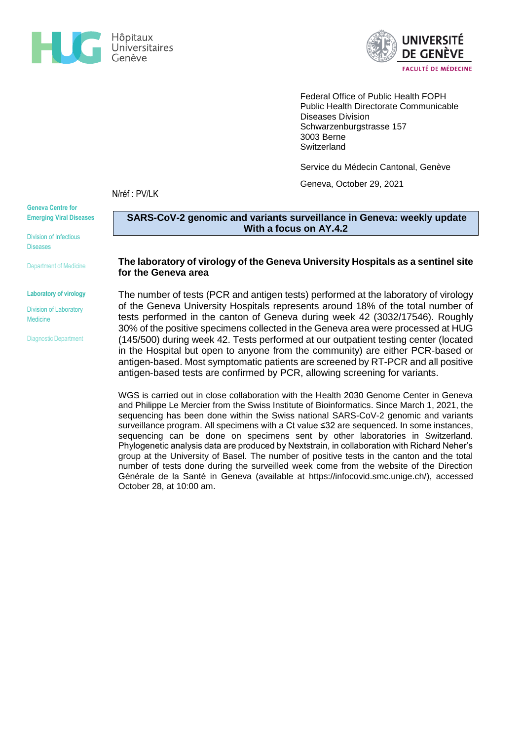Hôpitaux Universitaires Genève

UNIVERSITÉ DE GENÈVE
FACULTÉ DE MÉDECINE

Federal Office of Public Health FOPH
Public Health Directorate Communicable Diseases Division
Schwarzenburgstrasse 157
3003 Berne
Switzerland

Service du Médecin Cantonal, Genève

Geneva, October 29, 2021

N/réf : PV/LK

**Geneva Centre for Emerging Viral Diseases**

Division of Infectious Diseases

Department of Medicine

**Laboratory of virology**

Division of Laboratory Medicine

Diagnostic Department

# SARS-CoV-2 genomic and variants surveillance in Geneva: weekly update With a focus on AY.4.2

## The laboratory of virology of the Geneva University Hospitals as a sentinel site for the Geneva area

The number of tests (PCR and antigen tests) performed at the laboratory of virology of the Geneva University Hospitals represents around 18% of the total number of tests performed in the canton of Geneva during week 42 (3032/17546). Roughly 30% of the positive specimens collected in the Geneva area were processed at HUG (145/500) during week 42. Tests performed at our outpatient testing center (located in the Hospital but open to anyone from the community) are either PCR-based or antigen-based. Most symptomatic patients are screened by RT-PCR and all positive antigen-based tests are confirmed by PCR, allowing screening for variants.

WGS is carried out in close collaboration with the Health 2030 Genome Center in Geneva and Philippe Le Mercier from the Swiss Institute of Bioinformatics. Since March 1, 2021, the sequencing has been done within the Swiss national SARS-CoV-2 genomic and variants surveillance program. All specimens with a Ct value ≤32 are sequenced. In some instances, sequencing can be done on specimens sent by other laboratories in Switzerland. Phylogenetic analysis data are produced by Nextstrain, in collaboration with Richard Neher's group at the University of Basel. The number of positive tests in the canton and the total number of tests done during the surveilled week come from the website of the Direction Générale de la Santé in Geneva (available at https://infocovid.smc.unige.ch/), accessed October 28, at 10:00 am.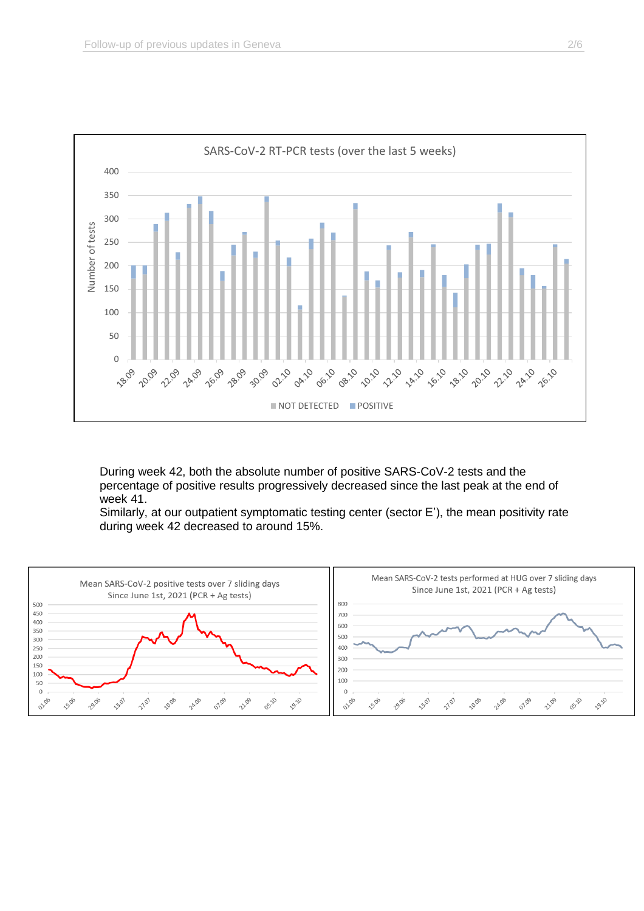During week 42, both the absolute number of positive SARS-CoV-2 tests and the percentage of positive results progressively decreased since the last peak at the end of week 41.

Similarly, at our outpatient symptomatic testing center (sector E'), the mean positivity rate during week 42 decreased to around 15%.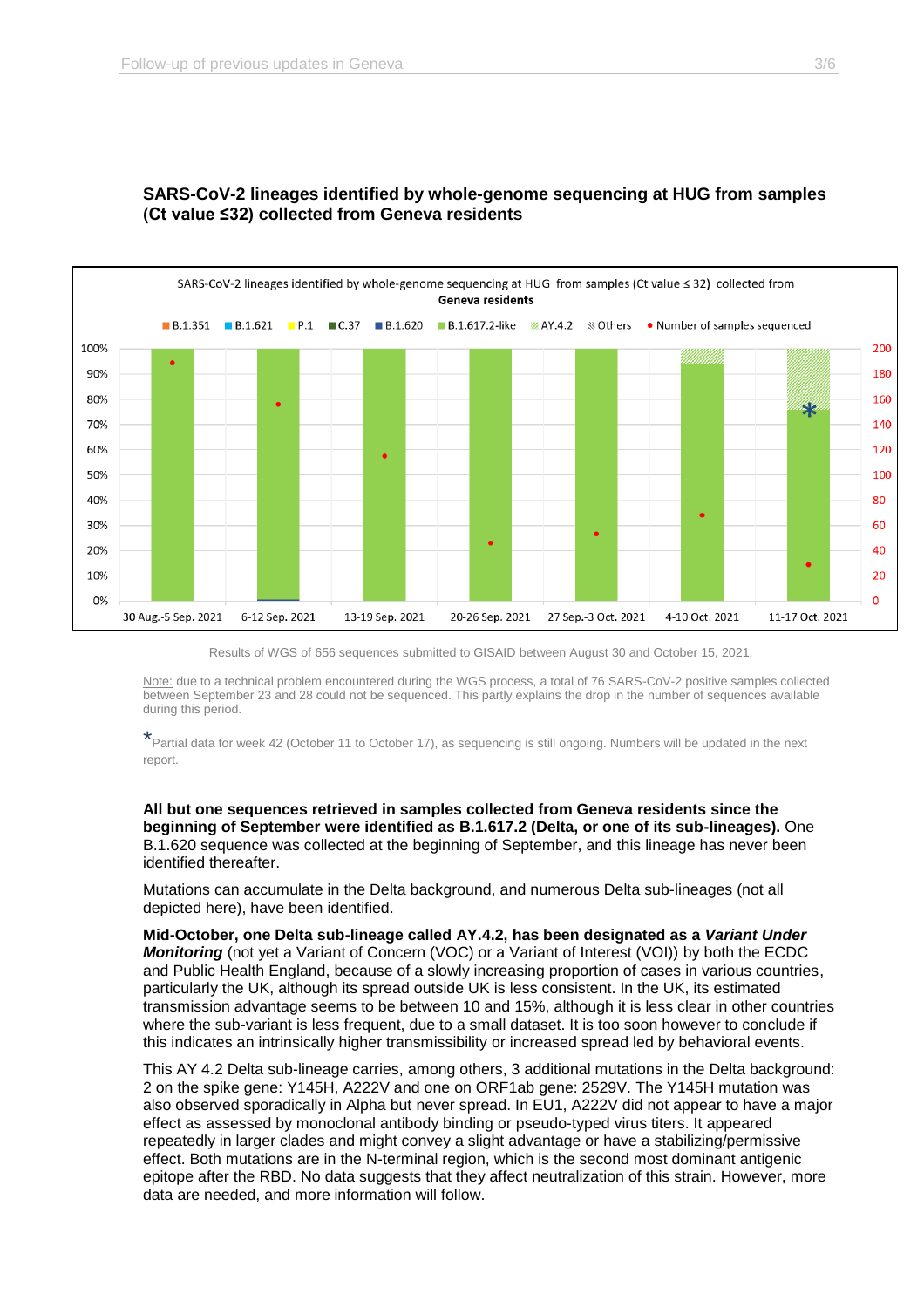### SARS-CoV-2 lineages identified by whole-genome sequencing at HUG from samples (Ct value ≤32) collected from Geneva residents

Results of WGS of 656 sequences submitted to GISAID between August 30 and October 15, 2021.

Note: due to a technical problem encountered during the WGS process, a total of 76 SARS-CoV-2 positive samples collected between September 23 and 28 could not be sequenced. This partly explains the drop in the number of sequences available during this period.

*Partial data for week 42 (October 11 to October 17), as sequencing is still ongoing. Numbers will be updated in the next report.

**All but one sequences retrieved in samples collected from Geneva residents since the beginning of September were identified as B.1.617.2 (Delta, or one of its sub-lineages).** One B.1.620 sequence was collected at the beginning of September, and this lineage has never been identified thereafter.

Mutations can accumulate in the Delta background, and numerous Delta sub-lineages (not all depicted here), have been identified.

**Mid-October, one Delta sub-lineage called AY.4.2, has been designated as a *Variant Under Monitoring*** (not yet a Variant of Concern (VOC) or a Variant of Interest (VOI)) by both the ECDC and Public Health England, because of a slowly increasing proportion of cases in various countries, particularly the UK, although its spread outside UK is less consistent. In the UK, its estimated transmission advantage seems to be between 10 and 15%, although it is less clear in other countries where the sub-variant is less frequent, due to a small dataset. It is too soon however to conclude if this indicates an intrinsically higher transmissibility or increased spread led by behavioral events.

This AY 4.2 Delta sub-lineage carries, among others, 3 additional mutations in the Delta background: 2 on the spike gene: Y145H, A222V and one on ORF1ab gene: 2529V. The Y145H mutation was also observed sporadically in Alpha but never spread. In EU1, A222V did not appear to have a major effect as assessed by monoclonal antibody binding or pseudo-typed virus titers. It appeared repeatedly in larger clades and might convey a slight advantage or have a stabilizing/permissive effect. Both mutations are in the N-terminal region, which is the second most dominant antigenic epitope after the RBD. No data suggests that they affect neutralization of this strain. However, more data are needed, and more information will follow.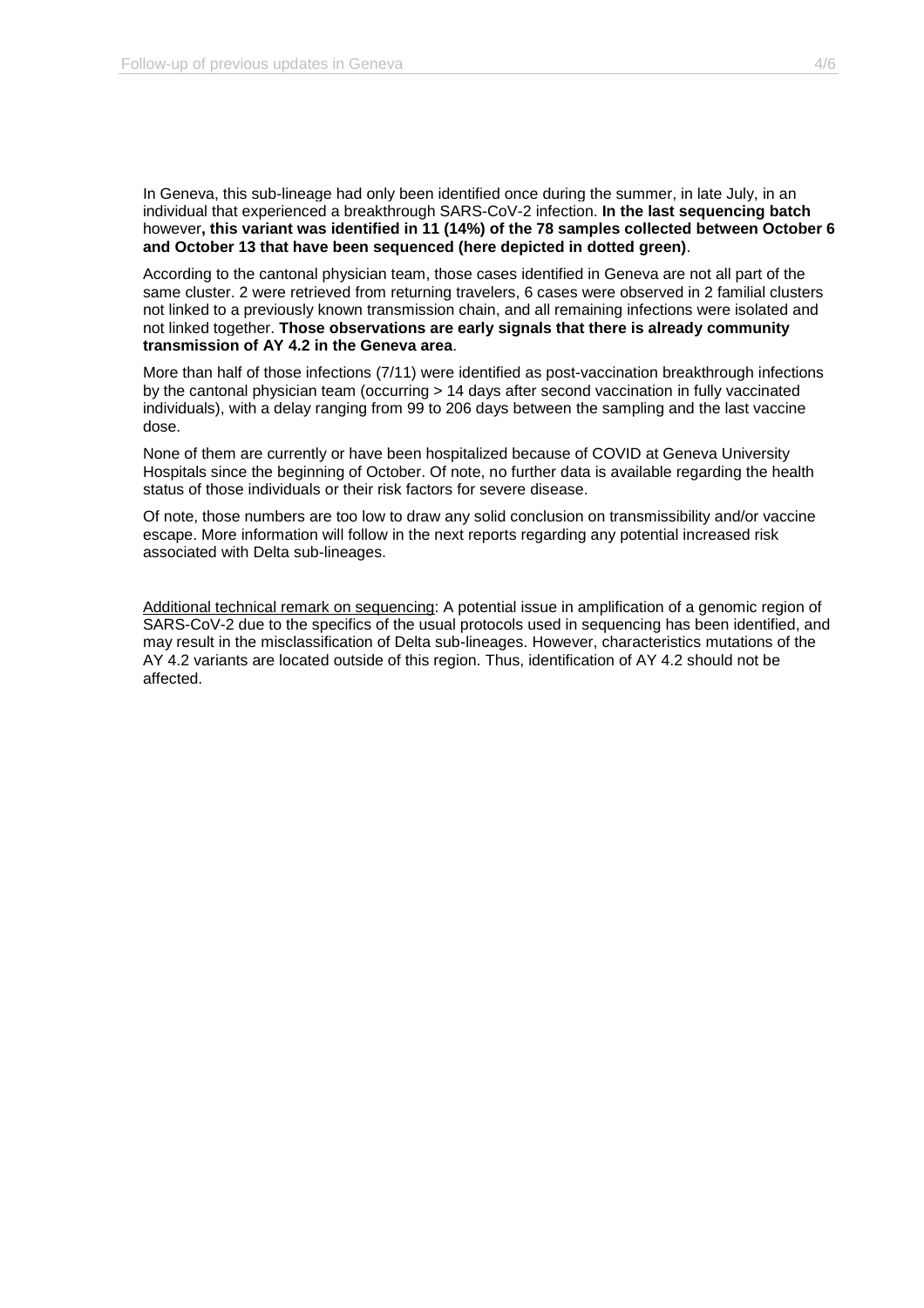In Geneva, this sub-lineage had only been identified once during the summer, in late July, in an individual that experienced a breakthrough SARS-CoV-2 infection. **In the last sequencing batch** however**, this variant was identified in 11 (14%) of the 78 samples collected between October 6 and October 13 that have been sequenced (here depicted in dotted green)**.

According to the cantonal physician team, those cases identified in Geneva are not all part of the same cluster. 2 were retrieved from returning travelers, 6 cases were observed in 2 familial clusters not linked to a previously known transmission chain, and all remaining infections were isolated and not linked together. **Those observations are early signals that there is already community transmission of AY 4.2 in the Geneva area**.

More than half of those infections (7/11) were identified as post-vaccination breakthrough infections by the cantonal physician team (occurring > 14 days after second vaccination in fully vaccinated individuals), with a delay ranging from 99 to 206 days between the sampling and the last vaccine dose.

None of them are currently or have been hospitalized because of COVID at Geneva University Hospitals since the beginning of October. Of note, no further data is available regarding the health status of those individuals or their risk factors for severe disease.

Of note, those numbers are too low to draw any solid conclusion on transmissibility and/or vaccine escape. More information will follow in the next reports regarding any potential increased risk associated with Delta sub-lineages.

<u>Additional technical remark on sequencing</u>: A potential issue in amplification of a genomic region of SARS-CoV-2 due to the specifics of the usual protocols used in sequencing has been identified, and may result in the misclassification of Delta sub-lineages. However, characteristics mutations of the AY 4.2 variants are located outside of this region. Thus, identification of AY 4.2 should not be affected.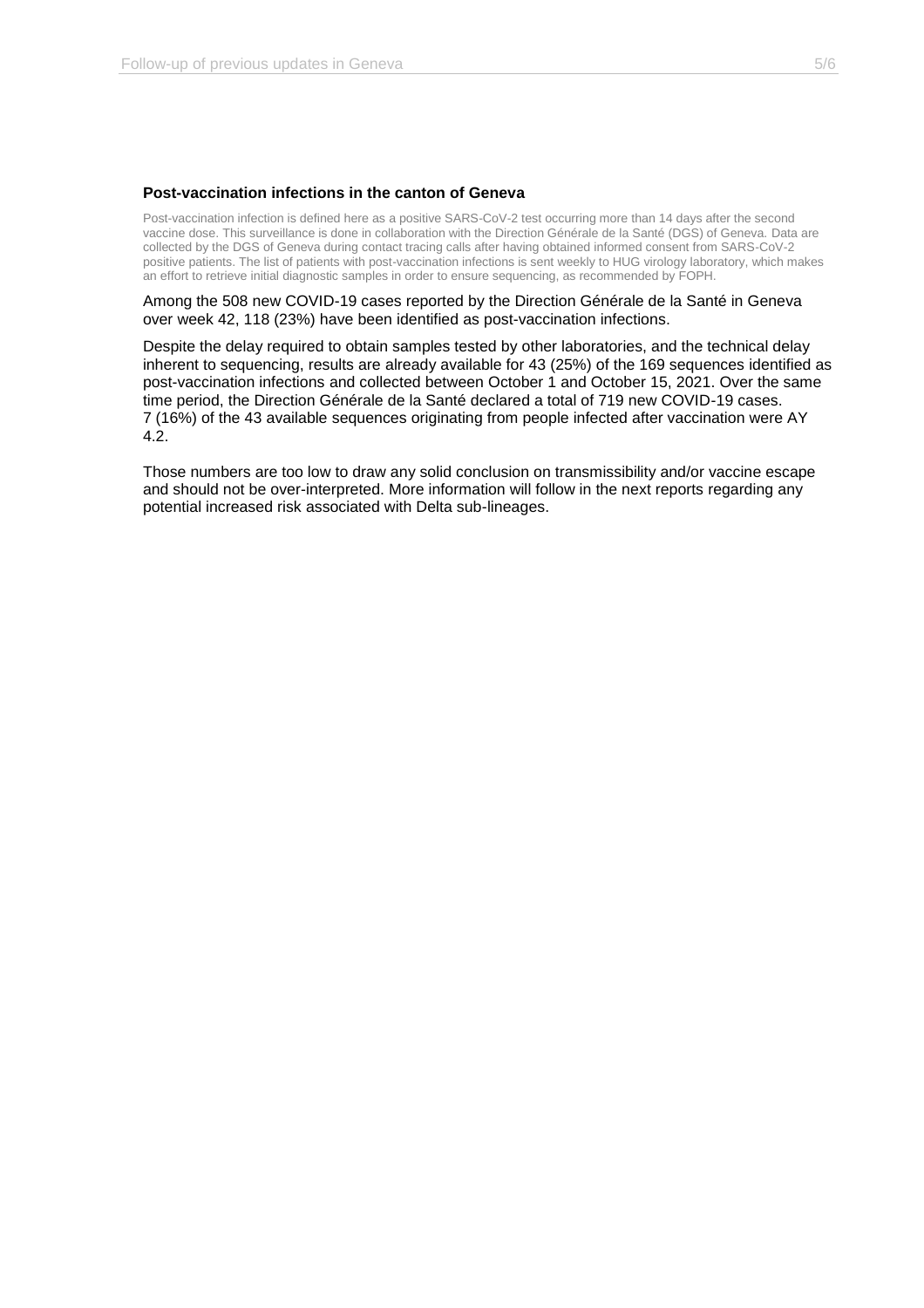### Post-vaccination infections in the canton of Geneva

Post-vaccination infection is defined here as a positive SARS-CoV-2 test occurring more than 14 days after the second vaccine dose. This surveillance is done in collaboration with the Direction Générale de la Santé (DGS) of Geneva. Data are collected by the DGS of Geneva during contact tracing calls after having obtained informed consent from SARS-CoV-2 positive patients. The list of patients with post-vaccination infections is sent weekly to HUG virology laboratory, which makes an effort to retrieve initial diagnostic samples in order to ensure sequencing, as recommended by FOPH.

Among the 508 new COVID-19 cases reported by the Direction Générale de la Santé in Geneva over week 42, 118 (23%) have been identified as post-vaccination infections.

Despite the delay required to obtain samples tested by other laboratories, and the technical delay inherent to sequencing, results are already available for 43 (25%) of the 169 sequences identified as post-vaccination infections and collected between October 1 and October 15, 2021. Over the same time period, the Direction Générale de la Santé declared a total of 719 new COVID-19 cases. 7 (16%) of the 43 available sequences originating from people infected after vaccination were AY 4.2.

Those numbers are too low to draw any solid conclusion on transmissibility and/or vaccine escape and should not be over-interpreted. More information will follow in the next reports regarding any potential increased risk associated with Delta sub-lineages.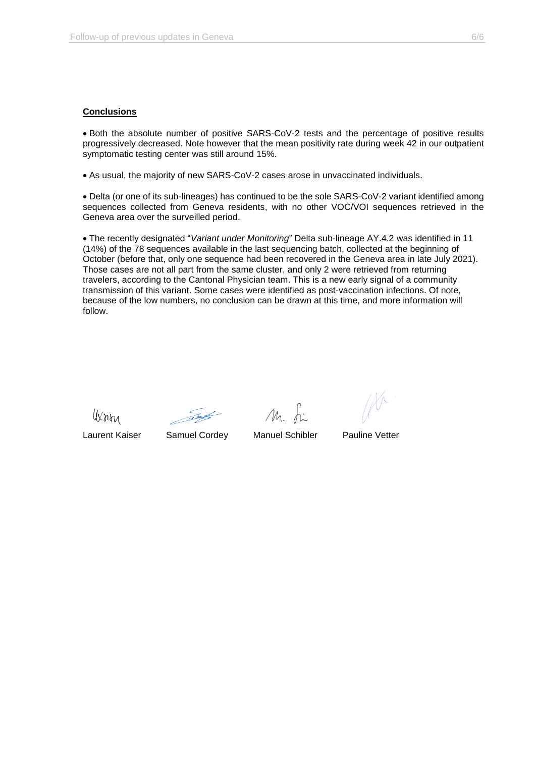**Conclusions**

- Both the absolute number of positive SARS-CoV-2 tests and the percentage of positive results progressively decreased. Note however that the mean positivity rate during week 42 in our outpatient symptomatic testing center was still around 15%.

- As usual, the majority of new SARS-CoV-2 cases arose in unvaccinated individuals.

- Delta (or one of its sub-lineages) has continued to be the sole SARS-CoV-2 variant identified among sequences collected from Geneva residents, with no other VOC/VOI sequences retrieved in the Geneva area over the surveilled period.

- The recently designated "*Variant under Monitoring*" Delta sub-lineage AY.4.2 was identified in 11 (14%) of the 78 sequences available in the last sequencing batch, collected at the beginning of October (before that, only one sequence had been recovered in the Geneva area in late July 2021). Those cases are not all part from the same cluster, and only 2 were retrieved from returning travelers, according to the Cantonal Physician team. This is a new early signal of a community transmission of this variant. Some cases were identified as post-vaccination infections. Of note, because of the low numbers, no conclusion can be drawn at this time, and more information will follow.

Laurent Kaiser    Samuel Cordey    Manuel Schibler    Pauline Vetter